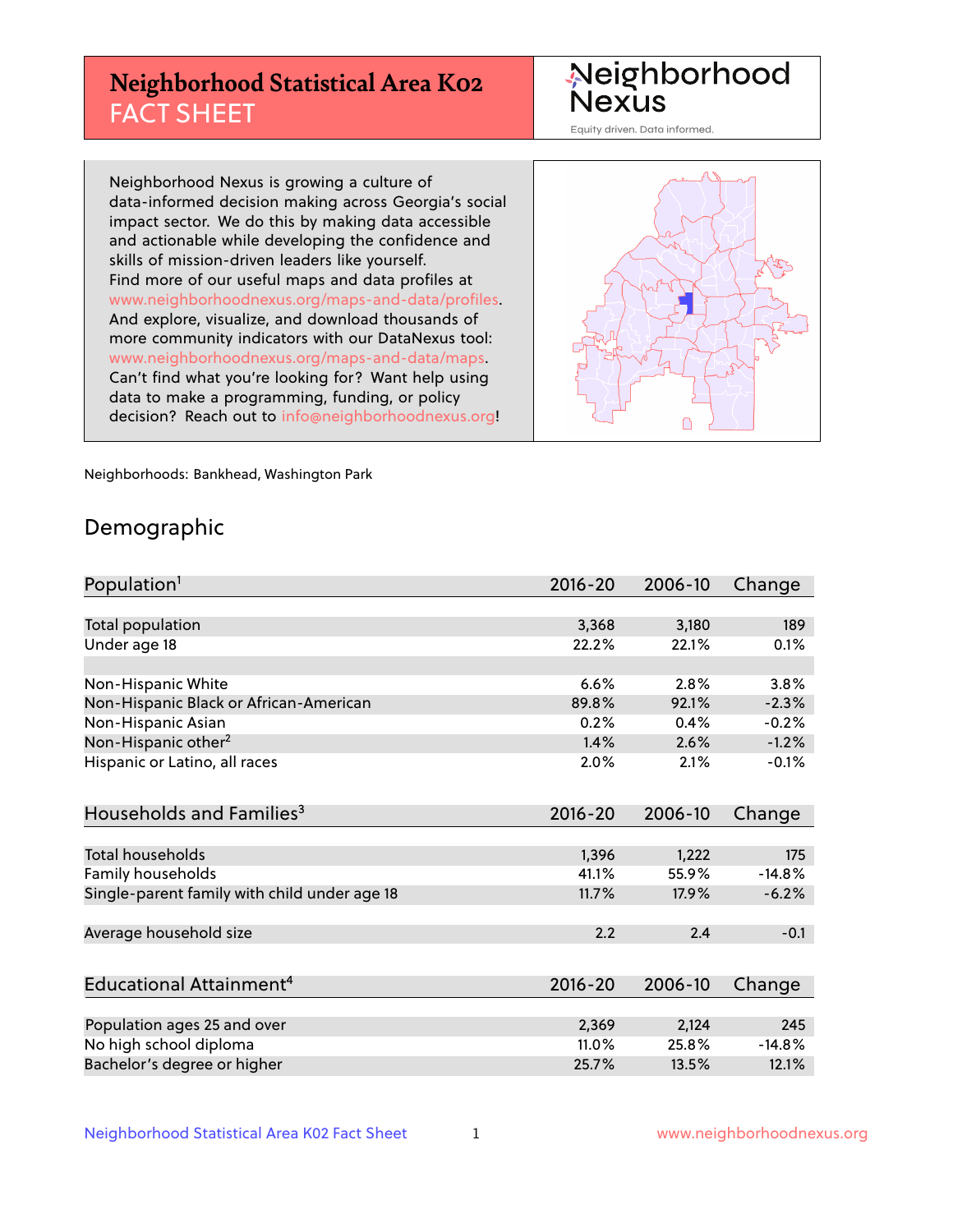# Neighborhood Statistical Area K02 FACT SHEET

Neighborhood Nexus

Equity driven. Data informed.

Neighborhood Nexus is growing a culture of data-informed decision making across Georgia's social impact sector. We do this by making data accessible and actionable while developing the confidence and skills of mission-driven leaders like yourself. Find more of our useful maps and data profiles at www.neighborhoodnexus.org/maps-and-data/profiles. And explore, visualize, and download thousands of more community indicators with our DataNexus tool: www.neighborhoodnexus.org/maps-and-data/maps. Can't find what you're looking for? Want help using data to make a programming, funding, or policy decision? Reach out to info@neighborhoodnexus.org!

Neighborhoods: Bankhead, Washington Park

## Demographic

| Population[1] | 2016-20 | 2006-10 | Change |
|---|---|---|---|
| Total population | 3,368 | 3,180 | 189 |
| Under age 18 | 22.2% | 22.1% | 0.1% |
| | | | |
| Non-Hispanic White | 6.6% | 2.8% | 3.8% |
| Non-Hispanic Black or African-American | 89.8% | 92.1% | -2.3% |
| Non-Hispanic Asian | 0.2% | 0.4% | -0.2% |
| Non-Hispanic other[2] | 1.4% | 2.6% | -1.2% |
| Hispanic or Latino, all races | 2.0% | 2.1% | -0.1% |

| Households and Families[3] | 2016-20 | 2006-10 | Change |
|---|---|---|---|
| Total households | 1,396 | 1,222 | 175 |
| Family households | 41.1% | 55.9% | -14.8% |
| Single-parent family with child under age 18 | 11.7% | 17.9% | -6.2% |
| | | | |
| Average household size | 2.2 | 2.4 | -0.1 |

| Educational Attainment[4] | 2016-20 | 2006-10 | Change |
|---|---|---|---|
| Population ages 25 and over | 2,369 | 2,124 | 245 |
| No high school diploma | 11.0% | 25.8% | -14.8% |
| Bachelor's degree or higher | 25.7% | 13.5% | 12.1% |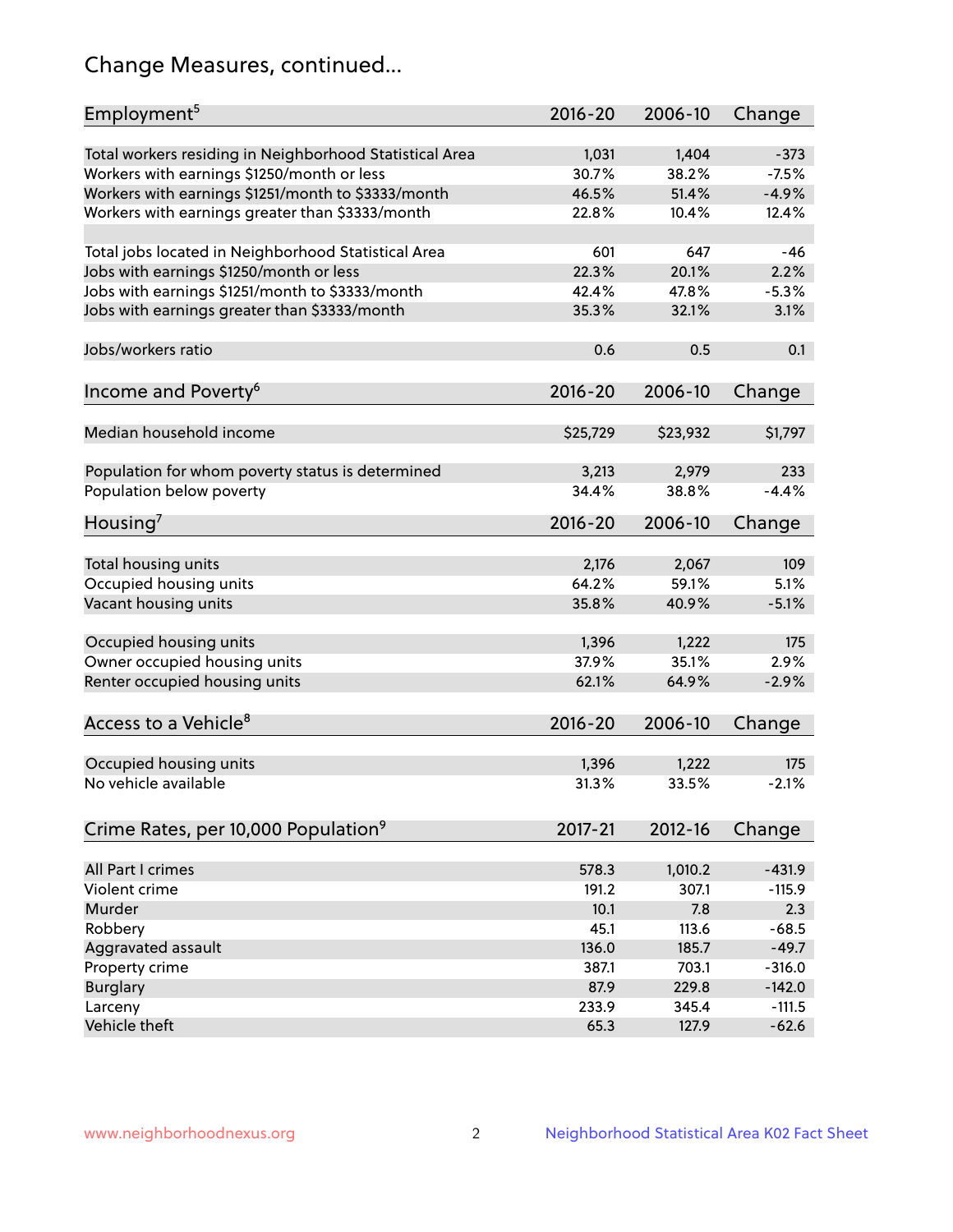# Change Measures, continued...

| Employment[5] | 2016-20 | 2006-10 | Change |
|---|---|---|---|
| Total workers residing in Neighborhood Statistical Area | 1,031 | 1,404 | -373 |
| Workers with earnings $1250/month or less | 30.7% | 38.2% | -7.5% |
| Workers with earnings $1251/month to $3333/month | 46.5% | 51.4% | -4.9% |
| Workers with earnings greater than $3333/month | 22.8% | 10.4% | 12.4% |
| | | | |
| Total jobs located in Neighborhood Statistical Area | 601 | 647 | -46 |
| Jobs with earnings $1250/month or less | 22.3% | 20.1% | 2.2% |
| Jobs with earnings $1251/month to $3333/month | 42.4% | 47.8% | -5.3% |
| Jobs with earnings greater than $3333/month | 35.3% | 32.1% | 3.1% |
| | | | |
| Jobs/workers ratio | 0.6 | 0.5 | 0.1 |

| Income and Poverty[6] | 2016-20 | 2006-10 | Change |
|---|---|---|---|
| Median household income | $25,729 | $23,932 | $1,797 |
| | | | |
| Population for whom poverty status is determined | 3,213 | 2,979 | 233 |
| Population below poverty | 34.4% | 38.8% | -4.4% |

| Housing[7] | 2016-20 | 2006-10 | Change |
|---|---|---|---|
| Total housing units | 2,176 | 2,067 | 109 |
| Occupied housing units | 64.2% | 59.1% | 5.1% |
| Vacant housing units | 35.8% | 40.9% | -5.1% |
| | | | |
| Occupied housing units | 1,396 | 1,222 | 175 |
| Owner occupied housing units | 37.9% | 35.1% | 2.9% |
| Renter occupied housing units | 62.1% | 64.9% | -2.9% |

| Access to a Vehicle[8] | 2016-20 | 2006-10 | Change |
|---|---|---|---|
| Occupied housing units | 1,396 | 1,222 | 175 |
| No vehicle available | 31.3% | 33.5% | -2.1% |

| Crime Rates, per 10,000 Population[9] | 2017-21 | 2012-16 | Change |
|---|---|---|---|
| All Part I crimes | 578.3 | 1,010.2 | -431.9 |
| Violent crime | 191.2 | 307.1 | -115.9 |
| Murder | 10.1 | 7.8 | 2.3 |
| Robbery | 45.1 | 113.6 | -68.5 |
| Aggravated assault | 136.0 | 185.7 | -49.7 |
| Property crime | 387.1 | 703.1 | -316.0 |
| Burglary | 87.9 | 229.8 | -142.0 |
| Larceny | 233.9 | 345.4 | -111.5 |
| Vehicle theft | 65.3 | 127.9 | -62.6 |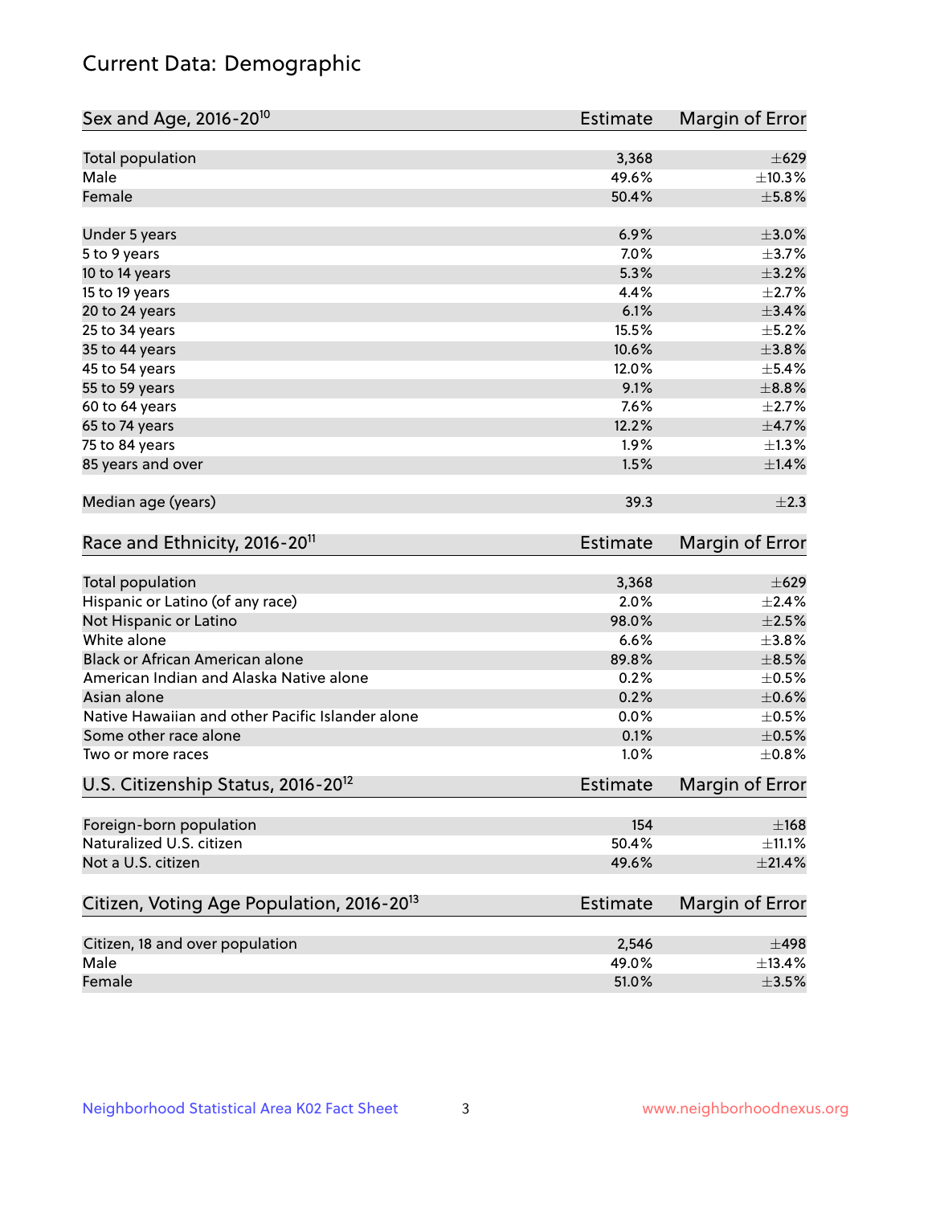# Current Data: Demographic

| Sex and Age, 2016-20[10] | Estimate | Margin of Error |
|---|---|---|
| Total population | 3,368 | ±629 |
| Male | 49.6% | ±10.3% |
| Female | 50.4% | ±5.8% |
| Under 5 years | 6.9% | ±3.0% |
| 5 to 9 years | 7.0% | ±3.7% |
| 10 to 14 years | 5.3% | ±3.2% |
| 15 to 19 years | 4.4% | ±2.7% |
| 20 to 24 years | 6.1% | ±3.4% |
| 25 to 34 years | 15.5% | ±5.2% |
| 35 to 44 years | 10.6% | ±3.8% |
| 45 to 54 years | 12.0% | ±5.4% |
| 55 to 59 years | 9.1% | ±8.8% |
| 60 to 64 years | 7.6% | ±2.7% |
| 65 to 74 years | 12.2% | ±4.7% |
| 75 to 84 years | 1.9% | ±1.3% |
| 85 years and over | 1.5% | ±1.4% |
| Median age (years) | 39.3 | ±2.3 |

| Race and Ethnicity, 2016-20[11] | Estimate | Margin of Error |
|---|---|---|
| Total population | 3,368 | ±629 |
| Hispanic or Latino (of any race) | 2.0% | ±2.4% |
| Not Hispanic or Latino | 98.0% | ±2.5% |
| White alone | 6.6% | ±3.8% |
| Black or African American alone | 89.8% | ±8.5% |
| American Indian and Alaska Native alone | 0.2% | ±0.5% |
| Asian alone | 0.2% | ±0.6% |
| Native Hawaiian and other Pacific Islander alone | 0.0% | ±0.5% |
| Some other race alone | 0.1% | ±0.5% |
| Two or more races | 1.0% | ±0.8% |

| U.S. Citizenship Status, 2016-20[12] | Estimate | Margin of Error |
|---|---|---|
| Foreign-born population | 154 | ±168 |
| Naturalized U.S. citizen | 50.4% | ±11.1% |
| Not a U.S. citizen | 49.6% | ±21.4% |

| Citizen, Voting Age Population, 2016-20[13] | Estimate | Margin of Error |
|---|---|---|
| Citizen, 18 and over population | 2,546 | ±498 |
| Male | 49.0% | ±13.4% |
| Female | 51.0% | ±3.5% |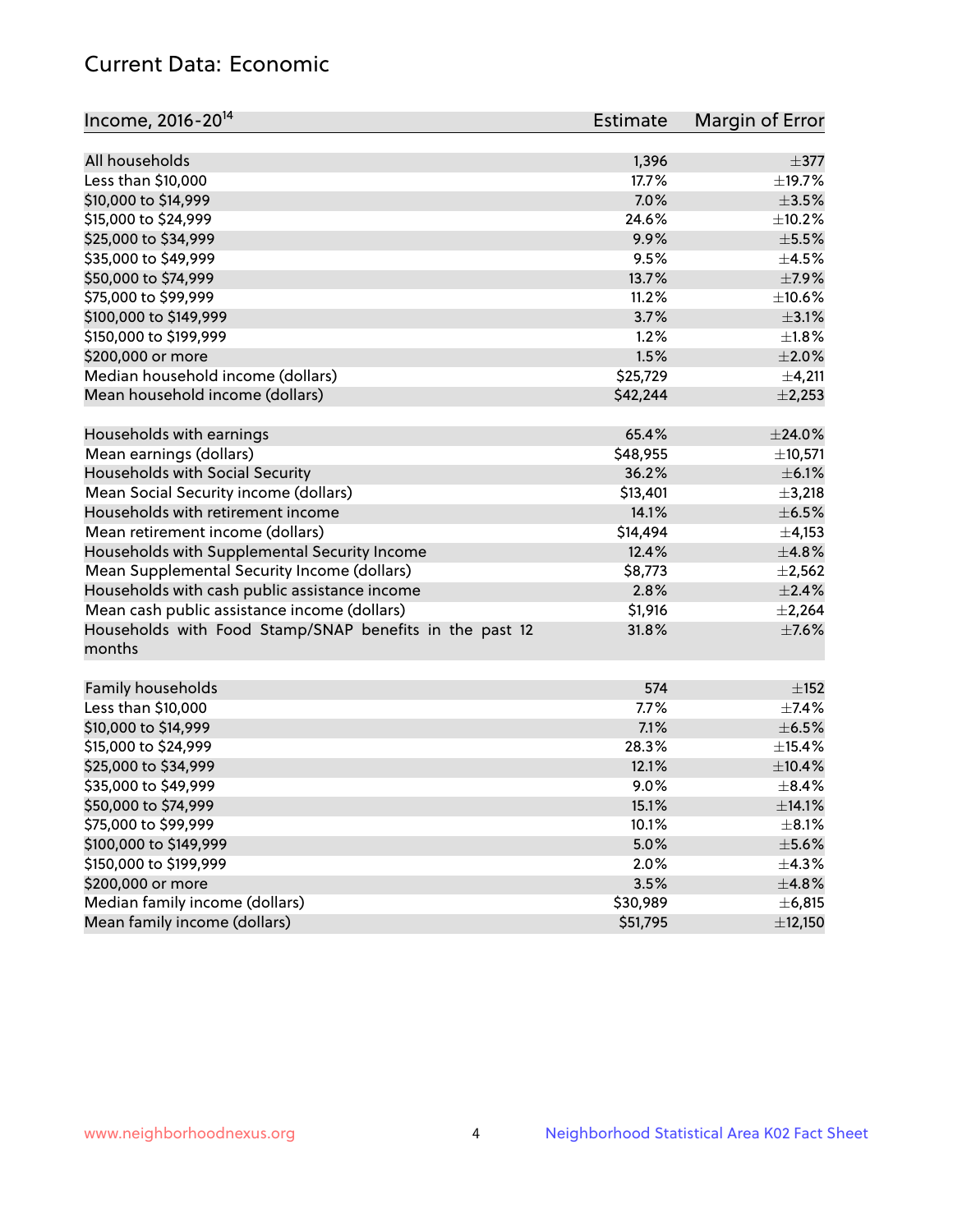## Current Data: Economic

| Income, 2016-20[14] | Estimate | Margin of Error |
|---|---|---|
| All households | 1,396 | ±377 |
| Less than $10,000 | 17.7% | ±19.7% |
| $10,000 to $14,999 | 7.0% | ±3.5% |
| $15,000 to $24,999 | 24.6% | ±10.2% |
| $25,000 to $34,999 | 9.9% | ±5.5% |
| $35,000 to $49,999 | 9.5% | ±4.5% |
| $50,000 to $74,999 | 13.7% | ±7.9% |
| $75,000 to $99,999 | 11.2% | ±10.6% |
| $100,000 to $149,999 | 3.7% | ±3.1% |
| $150,000 to $199,999 | 1.2% | ±1.8% |
| $200,000 or more | 1.5% | ±2.0% |
| Median household income (dollars) | $25,729 | ±4,211 |
| Mean household income (dollars) | $42,244 | ±2,253 |
| | | |
| Households with earnings | 65.4% | ±24.0% |
| Mean earnings (dollars) | $48,955 | ±10,571 |
| Households with Social Security | 36.2% | ±6.1% |
| Mean Social Security income (dollars) | $13,401 | ±3,218 |
| Households with retirement income | 14.1% | ±6.5% |
| Mean retirement income (dollars) | $14,494 | ±4,153 |
| Households with Supplemental Security Income | 12.4% | ±4.8% |
| Mean Supplemental Security Income (dollars) | $8,773 | ±2,562 |
| Households with cash public assistance income | 2.8% | ±2.4% |
| Mean cash public assistance income (dollars) | $1,916 | ±2,264 |
| Households with Food Stamp/SNAP benefits in the past 12 months | 31.8% | ±7.6% |
| | | |
| Family households | 574 | ±152 |
| Less than $10,000 | 7.7% | ±7.4% |
| $10,000 to $14,999 | 7.1% | ±6.5% |
| $15,000 to $24,999 | 28.3% | ±15.4% |
| $25,000 to $34,999 | 12.1% | ±10.4% |
| $35,000 to $49,999 | 9.0% | ±8.4% |
| $50,000 to $74,999 | 15.1% | ±14.1% |
| $75,000 to $99,999 | 10.1% | ±8.1% |
| $100,000 to $149,999 | 5.0% | ±5.6% |
| $150,000 to $199,999 | 2.0% | ±4.3% |
| $200,000 or more | 3.5% | ±4.8% |
| Median family income (dollars) | $30,989 | ±6,815 |
| Mean family income (dollars) | $51,795 | ±12,150 |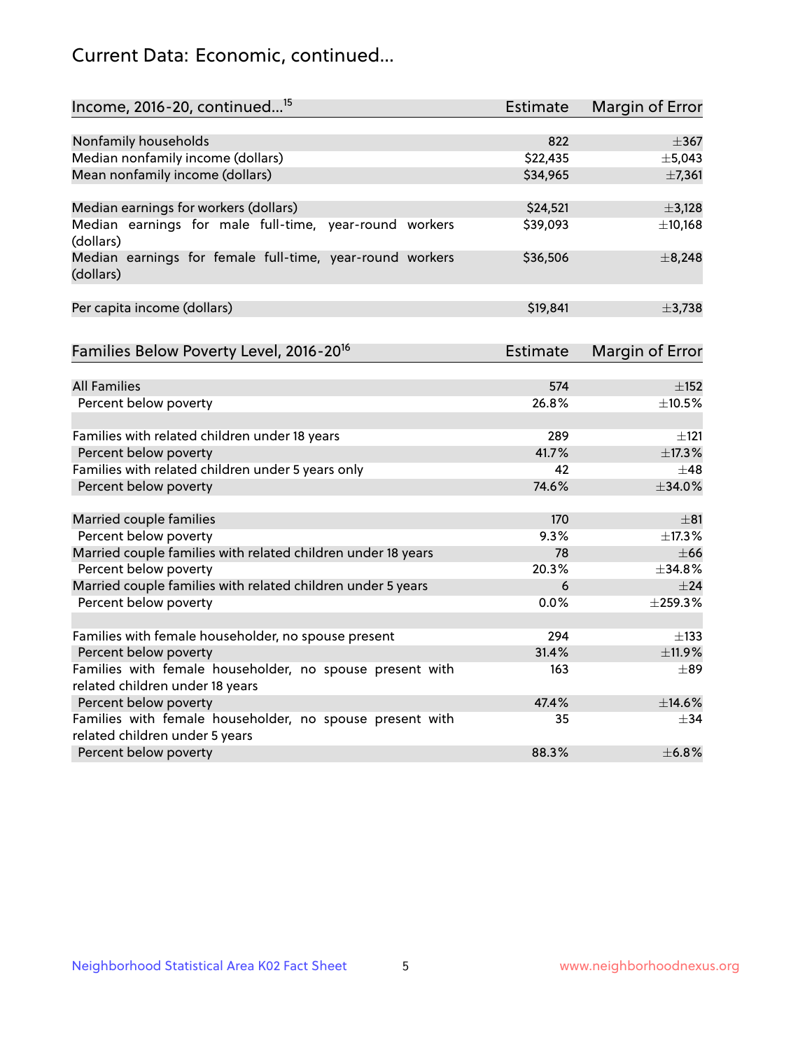# Current Data: Economic, continued...

| Income, 2016-20, continued...[15] | Estimate | Margin of Error |
|---|---|---|
| Nonfamily households | 822 | ±367 |
| Median nonfamily income (dollars) | $22,435 | ±5,043 |
| Mean nonfamily income (dollars) | $34,965 | ±7,361 |
| Median earnings for workers (dollars) | $24,521 | ±3,128 |
| Median earnings for male full-time, year-round workers (dollars) | $39,093 | ±10,168 |
| Median earnings for female full-time, year-round workers (dollars) | $36,506 | ±8,248 |
| Per capita income (dollars) | $19,841 | ±3,738 |

| Families Below Poverty Level, 2016-20[16] | Estimate | Margin of Error |
|---|---|---|
| All Families | 574 | ±152 |
| Percent below poverty | 26.8% | ±10.5% |
| Families with related children under 18 years | 289 | ±121 |
| Percent below poverty | 41.7% | ±17.3% |
| Families with related children under 5 years only | 42 | ±48 |
| Percent below poverty | 74.6% | ±34.0% |
| Married couple families | 170 | ±81 |
| Percent below poverty | 9.3% | ±17.3% |
| Married couple families with related children under 18 years | 78 | ±66 |
| Percent below poverty | 20.3% | ±34.8% |
| Married couple families with related children under 5 years | 6 | ±24 |
| Percent below poverty | 0.0% | ±259.3% |
| Families with female householder, no spouse present | 294 | ±133 |
| Percent below poverty | 31.4% | ±11.9% |
| Families with female householder, no spouse present with related children under 18 years | 163 | ±89 |
| Percent below poverty | 47.4% | ±14.6% |
| Families with female householder, no spouse present with related children under 5 years | 35 | ±34 |
| Percent below poverty | 88.3% | ±6.8% |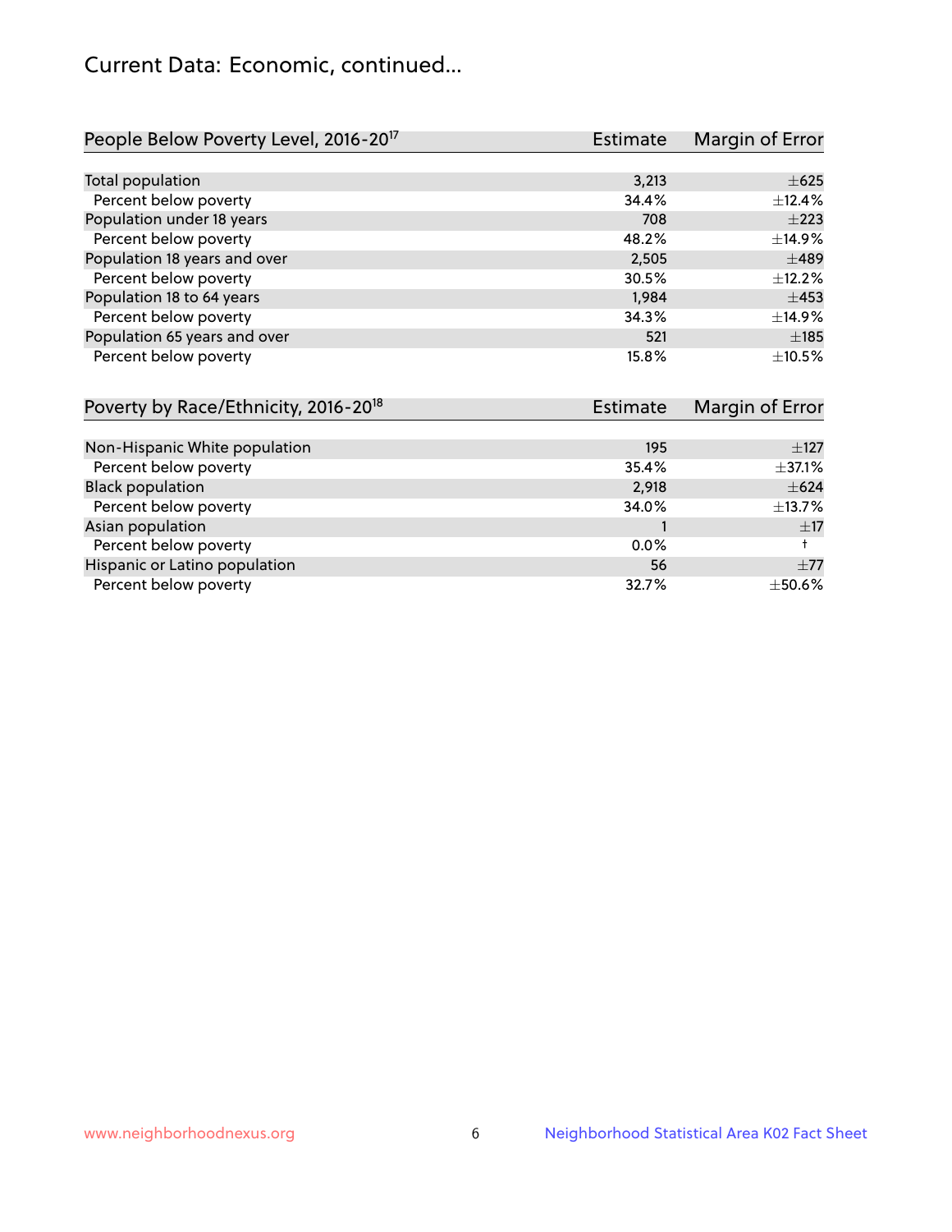# Current Data: Economic, continued...

| People Below Poverty Level, 2016-20[17] | Estimate | Margin of Error |
|---|---|---|
| Total population | 3,213 | ±625 |
| Percent below poverty | 34.4% | ±12.4% |
| Population under 18 years | 708 | ±223 |
| Percent below poverty | 48.2% | ±14.9% |
| Population 18 years and over | 2,505 | ±489 |
| Percent below poverty | 30.5% | ±12.2% |
| Population 18 to 64 years | 1,984 | ±453 |
| Percent below poverty | 34.3% | ±14.9% |
| Population 65 years and over | 521 | ±185 |
| Percent below poverty | 15.8% | ±10.5% |

| Poverty by Race/Ethnicity, 2016-20[18] | Estimate | Margin of Error |
|---|---|---|
| Non-Hispanic White population | 195 | ±127 |
| Percent below poverty | 35.4% | ±37.1% |
| Black population | 2,918 | ±624 |
| Percent below poverty | 34.0% | ±13.7% |
| Asian population | 1 | ±17 |
| Percent below poverty | 0.0% | † |
| Hispanic or Latino population | 56 | ±77 |
| Percent below poverty | 32.7% | ±50.6% |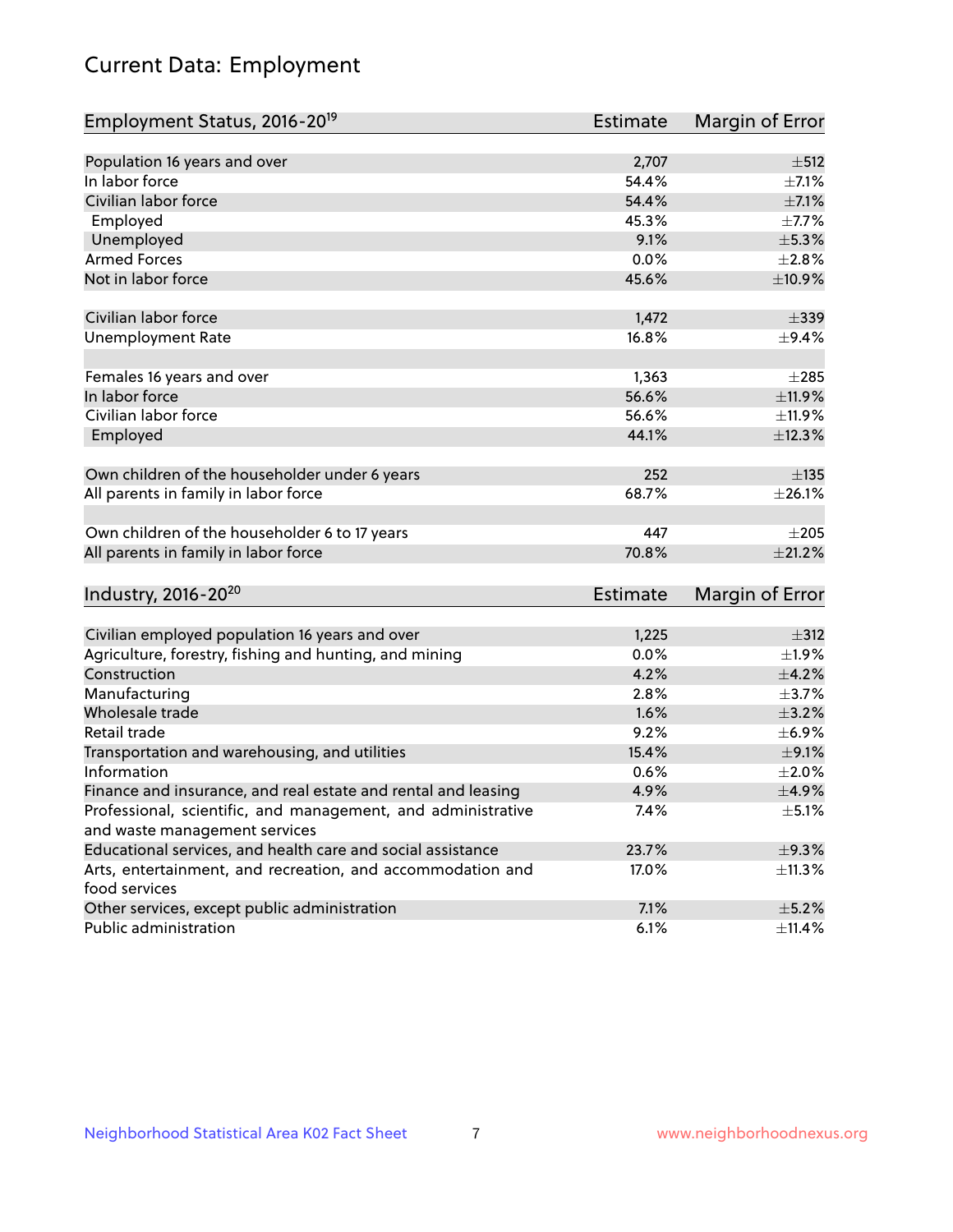# Current Data: Employment

| Employment Status, 2016-20[19] | Estimate | Margin of Error |
|---|---|---|
| Population 16 years and over | 2,707 | ±512 |
| In labor force | 54.4% | ±7.1% |
| Civilian labor force | 54.4% | ±7.1% |
| Employed | 45.3% | ±7.7% |
| Unemployed | 9.1% | ±5.3% |
| Armed Forces | 0.0% | ±2.8% |
| Not in labor force | 45.6% | ±10.9% |
| | | |
| Civilian labor force | 1,472 | ±339 |
| Unemployment Rate | 16.8% | ±9.4% |
| | | |
| Females 16 years and over | 1,363 | ±285 |
| In labor force | 56.6% | ±11.9% |
| Civilian labor force | 56.6% | ±11.9% |
| Employed | 44.1% | ±12.3% |
| | | |
| Own children of the householder under 6 years | 252 | ±135 |
| All parents in family in labor force | 68.7% | ±26.1% |
| | | |
| Own children of the householder 6 to 17 years | 447 | ±205 |
| All parents in family in labor force | 70.8% | ±21.2% |

| Industry, 2016-20[20] | Estimate | Margin of Error |
|---|---|---|
| Civilian employed population 16 years and over | 1,225 | ±312 |
| Agriculture, forestry, fishing and hunting, and mining | 0.0% | ±1.9% |
| Construction | 4.2% | ±4.2% |
| Manufacturing | 2.8% | ±3.7% |
| Wholesale trade | 1.6% | ±3.2% |
| Retail trade | 9.2% | ±6.9% |
| Transportation and warehousing, and utilities | 15.4% | ±9.1% |
| Information | 0.6% | ±2.0% |
| Finance and insurance, and real estate and rental and leasing | 4.9% | ±4.9% |
| Professional, scientific, and management, and administrative and waste management services | 7.4% | ±5.1% |
| Educational services, and health care and social assistance | 23.7% | ±9.3% |
| Arts, entertainment, and recreation, and accommodation and food services | 17.0% | ±11.3% |
| Other services, except public administration | 7.1% | ±5.2% |
| Public administration | 6.1% | ±11.4% |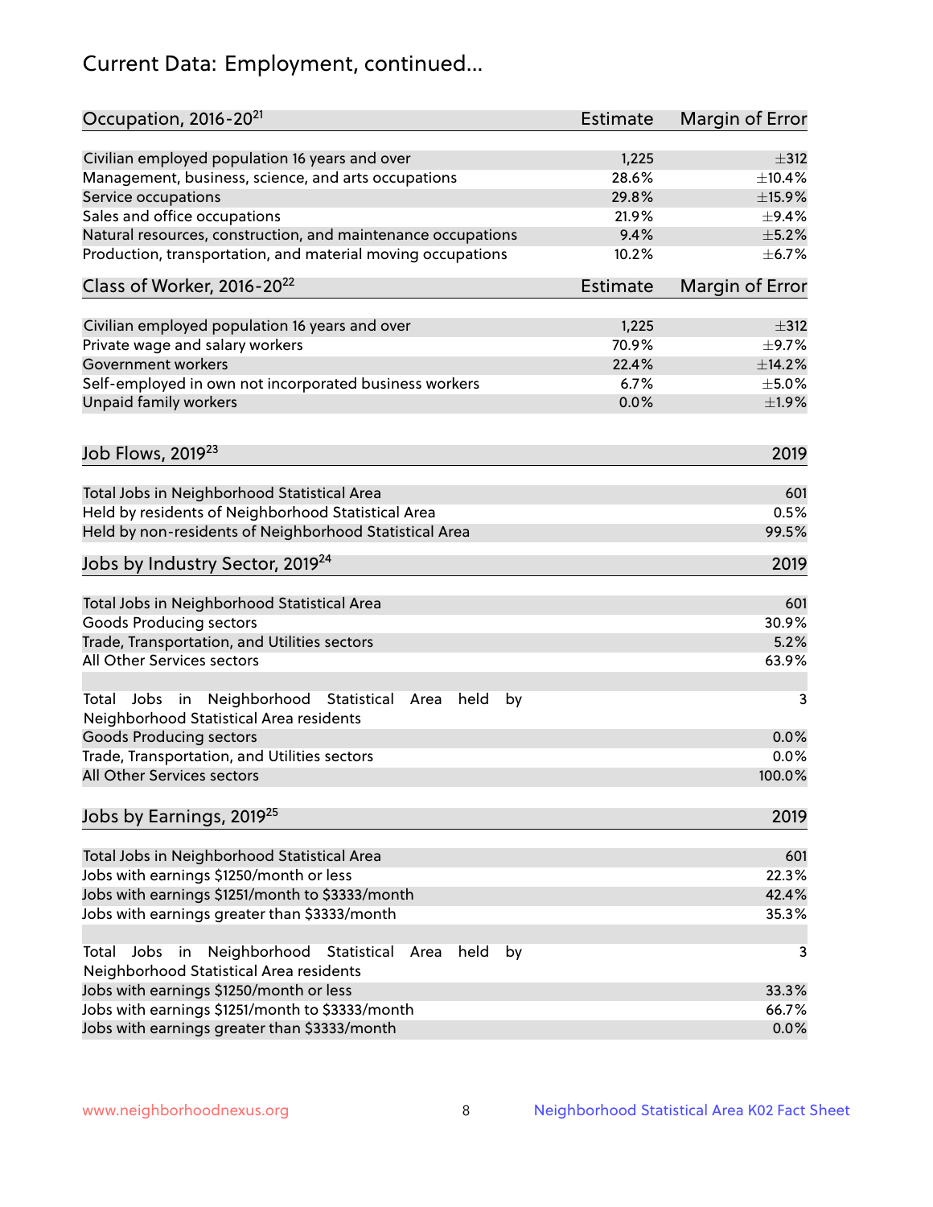# Current Data: Employment, continued...

| Occupation, 2016-20[21] | Estimate | Margin of Error |
|---|---|---|
| Civilian employed population 16 years and over | 1,225 | ±312 |
| Management, business, science, and arts occupations | 28.6% | ±10.4% |
| Service occupations | 29.8% | ±15.9% |
| Sales and office occupations | 21.9% | ±9.4% |
| Natural resources, construction, and maintenance occupations | 9.4% | ±5.2% |
| Production, transportation, and material moving occupations | 10.2% | ±6.7% |

| Class of Worker, 2016-20[22] | Estimate | Margin of Error |
|---|---|---|
| Civilian employed population 16 years and over | 1,225 | ±312 |
| Private wage and salary workers | 70.9% | ±9.7% |
| Government workers | 22.4% | ±14.2% |
| Self-employed in own not incorporated business workers | 6.7% | ±5.0% |
| Unpaid family workers | 0.0% | ±1.9% |

| Job Flows, 2019[23] | 2019 |
|---|---|
| Total Jobs in Neighborhood Statistical Area | 601 |
| Held by residents of Neighborhood Statistical Area | 0.5% |
| Held by non-residents of Neighborhood Statistical Area | 99.5% |

| Jobs by Industry Sector, 2019[24] | 2019 |
|---|---|
| Total Jobs in Neighborhood Statistical Area | 601 |
| Goods Producing sectors | 30.9% |
| Trade, Transportation, and Utilities sectors | 5.2% |
| All Other Services sectors | 63.9% |
| | |
| Total Jobs in Neighborhood Statistical Area held by Neighborhood Statistical Area residents | 3 |
| Goods Producing sectors | 0.0% |
| Trade, Transportation, and Utilities sectors | 0.0% |
| All Other Services sectors | 100.0% |

| Jobs by Earnings, 2019[25] | 2019 |
|---|---|
| Total Jobs in Neighborhood Statistical Area | 601 |
| Jobs with earnings $1250/month or less | 22.3% |
| Jobs with earnings $1251/month to $3333/month | 42.4% |
| Jobs with earnings greater than $3333/month | 35.3% |
| | |
| Total Jobs in Neighborhood Statistical Area held by Neighborhood Statistical Area residents | 3 |
| Jobs with earnings $1250/month or less | 33.3% |
| Jobs with earnings $1251/month to $3333/month | 66.7% |
| Jobs with earnings greater than $3333/month | 0.0% |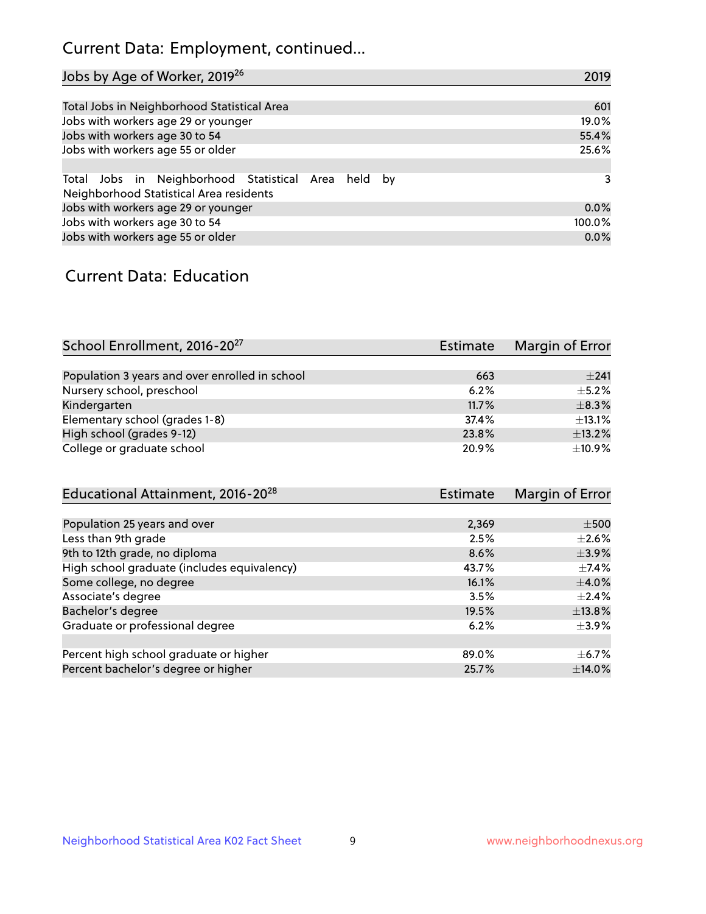## Current Data: Employment, continued...

| Jobs by Age of Worker, 2019[26] | 2019 |
|---|---|
| Total Jobs in Neighborhood Statistical Area | 601 |
| Jobs with workers age 29 or younger | 19.0% |
| Jobs with workers age 30 to 54 | 55.4% |
| Jobs with workers age 55 or older | 25.6% |
| | |
| Total Jobs in Neighborhood Statistical Area held by Neighborhood Statistical Area residents | 3 |
| Jobs with workers age 29 or younger | 0.0% |
| Jobs with workers age 30 to 54 | 100.0% |
| Jobs with workers age 55 or older | 0.0% |

## Current Data: Education

| School Enrollment, 2016-20[27] | Estimate | Margin of Error |
|---|---|---|
| Population 3 years and over enrolled in school | 663 | ±241 |
| Nursery school, preschool | 6.2% | ±5.2% |
| Kindergarten | 11.7% | ±8.3% |
| Elementary school (grades 1-8) | 37.4% | ±13.1% |
| High school (grades 9-12) | 23.8% | ±13.2% |
| College or graduate school | 20.9% | ±10.9% |

| Educational Attainment, 2016-20[28] | Estimate | Margin of Error |
|---|---|---|
| Population 25 years and over | 2,369 | ±500 |
| Less than 9th grade | 2.5% | ±2.6% |
| 9th to 12th grade, no diploma | 8.6% | ±3.9% |
| High school graduate (includes equivalency) | 43.7% | ±7.4% |
| Some college, no degree | 16.1% | ±4.0% |
| Associate's degree | 3.5% | ±2.4% |
| Bachelor's degree | 19.5% | ±13.8% |
| Graduate or professional degree | 6.2% | ±3.9% |
| | | |
| Percent high school graduate or higher | 89.0% | ±6.7% |
| Percent bachelor's degree or higher | 25.7% | ±14.0% |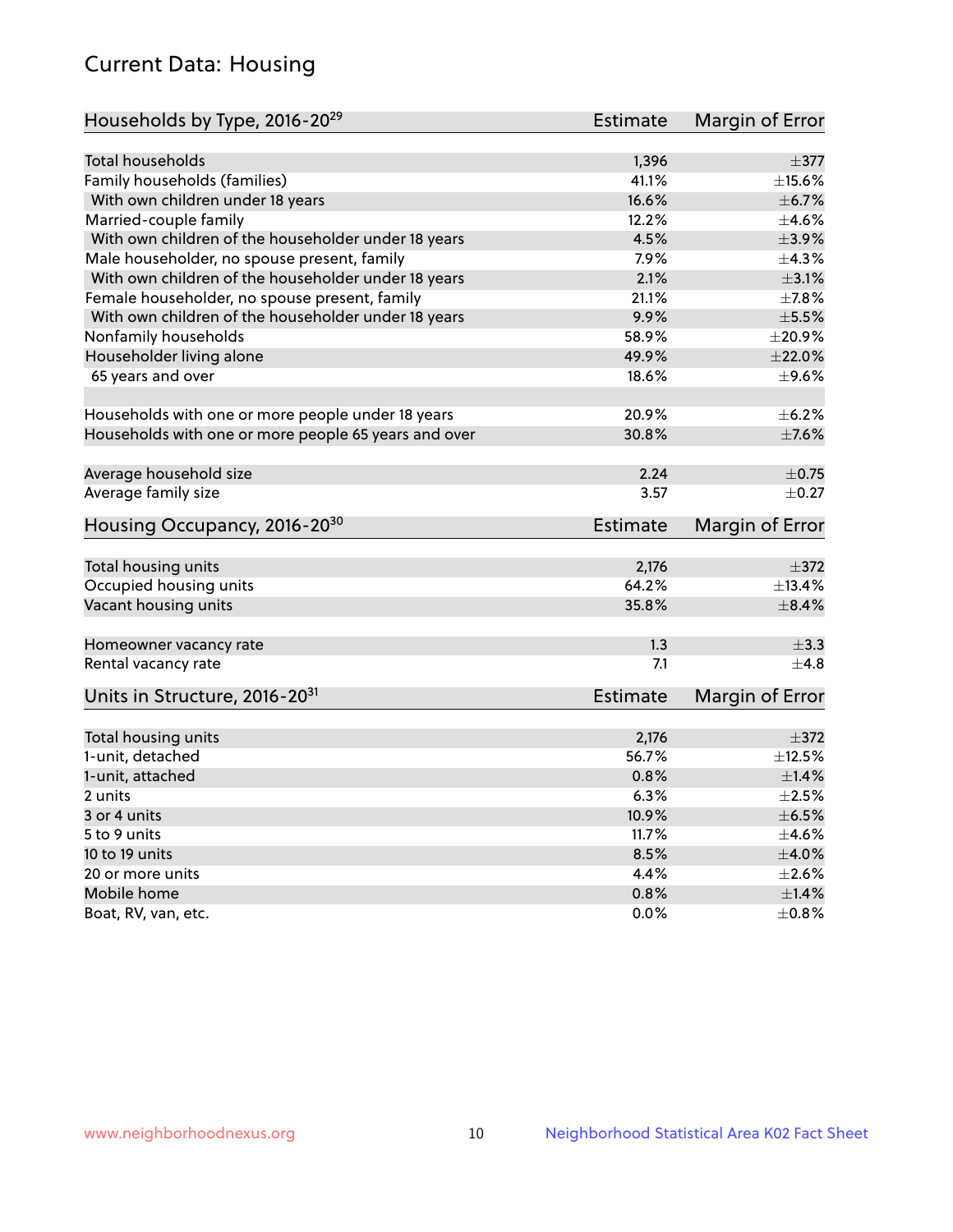# Current Data: Housing

| Households by Type, 2016-20[29] | Estimate | Margin of Error |
|---|---|---|
| Total households | 1,396 | ±377 |
| Family households (families) | 41.1% | ±15.6% |
| With own children under 18 years | 16.6% | ±6.7% |
| Married-couple family | 12.2% | ±4.6% |
| With own children of the householder under 18 years | 4.5% | ±3.9% |
| Male householder, no spouse present, family | 7.9% | ±4.3% |
| With own children of the householder under 18 years | 2.1% | ±3.1% |
| Female householder, no spouse present, family | 21.1% | ±7.8% |
| With own children of the householder under 18 years | 9.9% | ±5.5% |
| Nonfamily households | 58.9% | ±20.9% |
| Householder living alone | 49.9% | ±22.0% |
| 65 years and over | 18.6% | ±9.6% |
| Households with one or more people under 18 years | 20.9% | ±6.2% |
| Households with one or more people 65 years and over | 30.8% | ±7.6% |
| Average household size | 2.24 | ±0.75 |
| Average family size | 3.57 | ±0.27 |

| Housing Occupancy, 2016-20[30] | Estimate | Margin of Error |
|---|---|---|
| Total housing units | 2,176 | ±372 |
| Occupied housing units | 64.2% | ±13.4% |
| Vacant housing units | 35.8% | ±8.4% |
| Homeowner vacancy rate | 1.3 | ±3.3 |
| Rental vacancy rate | 7.1 | ±4.8 |

| Units in Structure, 2016-20[31] | Estimate | Margin of Error |
|---|---|---|
| Total housing units | 2,176 | ±372 |
| 1-unit, detached | 56.7% | ±12.5% |
| 1-unit, attached | 0.8% | ±1.4% |
| 2 units | 6.3% | ±2.5% |
| 3 or 4 units | 10.9% | ±6.5% |
| 5 to 9 units | 11.7% | ±4.6% |
| 10 to 19 units | 8.5% | ±4.0% |
| 20 or more units | 4.4% | ±2.6% |
| Mobile home | 0.8% | ±1.4% |
| Boat, RV, van, etc. | 0.0% | ±0.8% |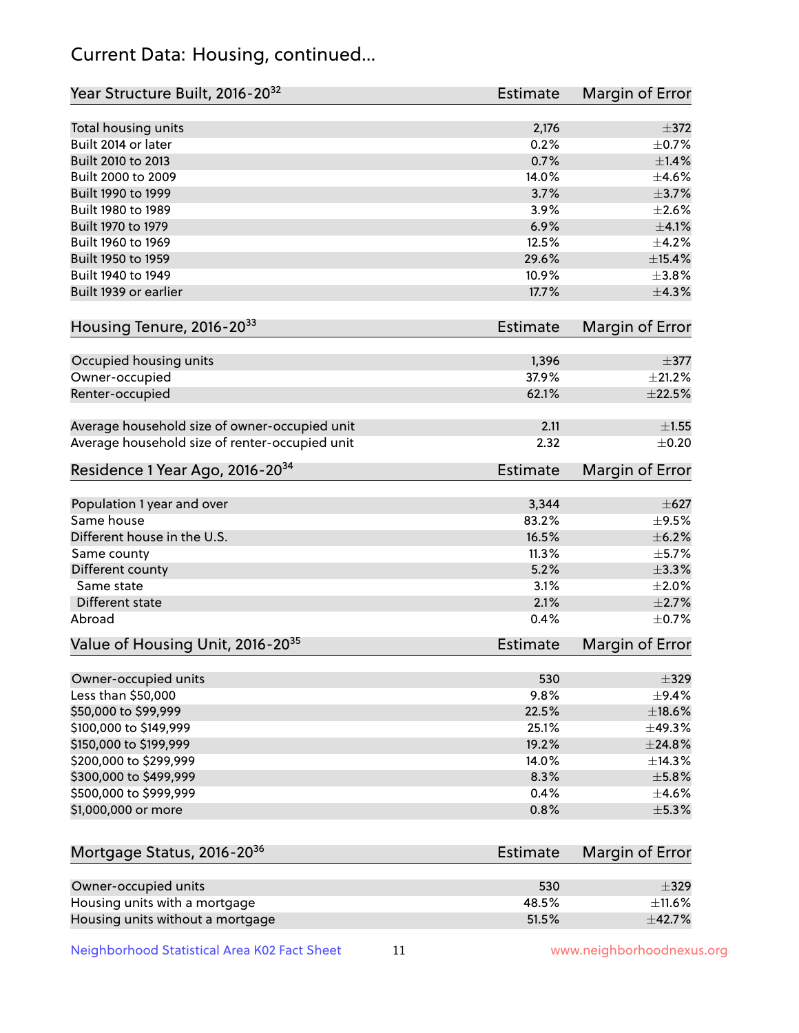## Current Data: Housing, continued...

| Year Structure Built, 2016-20[32] | Estimate | Margin of Error |
|---|---|---|
| Total housing units | 2,176 | ±372 |
| Built 2014 or later | 0.2% | ±0.7% |
| Built 2010 to 2013 | 0.7% | ±1.4% |
| Built 2000 to 2009 | 14.0% | ±4.6% |
| Built 1990 to 1999 | 3.7% | ±3.7% |
| Built 1980 to 1989 | 3.9% | ±2.6% |
| Built 1970 to 1979 | 6.9% | ±4.1% |
| Built 1960 to 1969 | 12.5% | ±4.2% |
| Built 1950 to 1959 | 29.6% | ±15.4% |
| Built 1940 to 1949 | 10.9% | ±3.8% |
| Built 1939 or earlier | 17.7% | ±4.3% |

| Housing Tenure, 2016-20[33] | Estimate | Margin of Error |
|---|---|---|
| Occupied housing units | 1,396 | ±377 |
| Owner-occupied | 37.9% | ±21.2% |
| Renter-occupied | 62.1% | ±22.5% |
| Average household size of owner-occupied unit | 2.11 | ±1.55 |
| Average household size of renter-occupied unit | 2.32 | ±0.20 |

| Residence 1 Year Ago, 2016-20[34] | Estimate | Margin of Error |
|---|---|---|
| Population 1 year and over | 3,344 | ±627 |
| Same house | 83.2% | ±9.5% |
| Different house in the U.S. | 16.5% | ±6.2% |
| Same county | 11.3% | ±5.7% |
| Different county | 5.2% | ±3.3% |
| Same state | 3.1% | ±2.0% |
| Different state | 2.1% | ±2.7% |
| Abroad | 0.4% | ±0.7% |

| Value of Housing Unit, 2016-20[35] | Estimate | Margin of Error |
|---|---|---|
| Owner-occupied units | 530 | ±329 |
| Less than $50,000 | 9.8% | ±9.4% |
| $50,000 to $99,999 | 22.5% | ±18.6% |
| $100,000 to $149,999 | 25.1% | ±49.3% |
| $150,000 to $199,999 | 19.2% | ±24.8% |
| $200,000 to $299,999 | 14.0% | ±14.3% |
| $300,000 to $499,999 | 8.3% | ±5.8% |
| $500,000 to $999,999 | 0.4% | ±4.6% |
| $1,000,000 or more | 0.8% | ±5.3% |

| Mortgage Status, 2016-20[36] | Estimate | Margin of Error |
|---|---|---|
| Owner-occupied units | 530 | ±329 |
| Housing units with a mortgage | 48.5% | ±11.6% |
| Housing units without a mortgage | 51.5% | ±42.7% |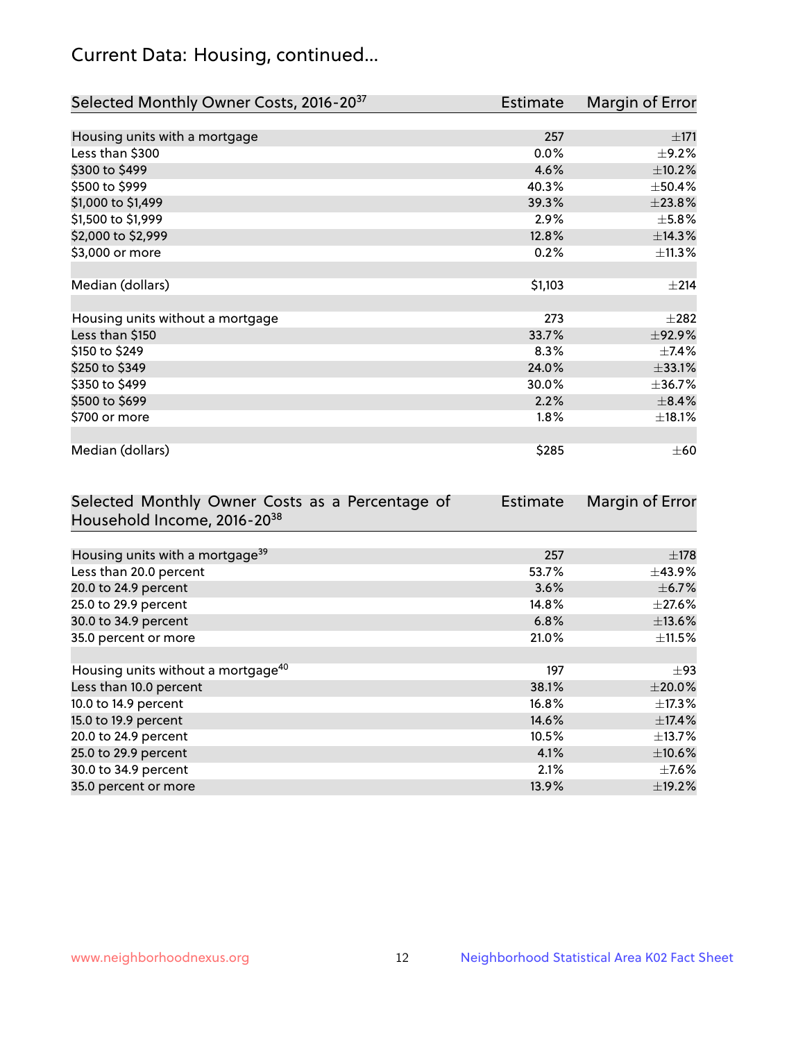## Current Data: Housing, continued...

| Selected Monthly Owner Costs, 2016-20[37] | Estimate | Margin of Error |
|---|---|---|
| Housing units with a mortgage | 257 | ±171 |
| Less than $300 | 0.0% | ±9.2% |
| $300 to $499 | 4.6% | ±10.2% |
| $500 to $999 | 40.3% | ±50.4% |
| $1,000 to $1,499 | 39.3% | ±23.8% |
| $1,500 to $1,999 | 2.9% | ±5.8% |
| $2,000 to $2,999 | 12.8% | ±14.3% |
| $3,000 or more | 0.2% | ±11.3% |
| | | |
| Median (dollars) | $1,103 | ±214 |
| | | |
| Housing units without a mortgage | 273 | ±282 |
| Less than $150 | 33.7% | ±92.9% |
| $150 to $249 | 8.3% | ±7.4% |
| $250 to $349 | 24.0% | ±33.1% |
| $350 to $499 | 30.0% | ±36.7% |
| $500 to $699 | 2.2% | ±8.4% |
| $700 or more | 1.8% | ±18.1% |
| | | |
| Median (dollars) | $285 | ±60 |

| Selected Monthly Owner Costs as a Percentage of Household Income, 2016-20[38] | Estimate | Margin of Error |
|---|---|---|
| Housing units with a mortgage[39] | 257 | ±178 |
| Less than 20.0 percent | 53.7% | ±43.9% |
| 20.0 to 24.9 percent | 3.6% | ±6.7% |
| 25.0 to 29.9 percent | 14.8% | ±27.6% |
| 30.0 to 34.9 percent | 6.8% | ±13.6% |
| 35.0 percent or more | 21.0% | ±11.5% |
| | | |
| Housing units without a mortgage[40] | 197 | ±93 |
| Less than 10.0 percent | 38.1% | ±20.0% |
| 10.0 to 14.9 percent | 16.8% | ±17.3% |
| 15.0 to 19.9 percent | 14.6% | ±17.4% |
| 20.0 to 24.9 percent | 10.5% | ±13.7% |
| 25.0 to 29.9 percent | 4.1% | ±10.6% |
| 30.0 to 34.9 percent | 2.1% | ±7.6% |
| 35.0 percent or more | 13.9% | ±19.2% |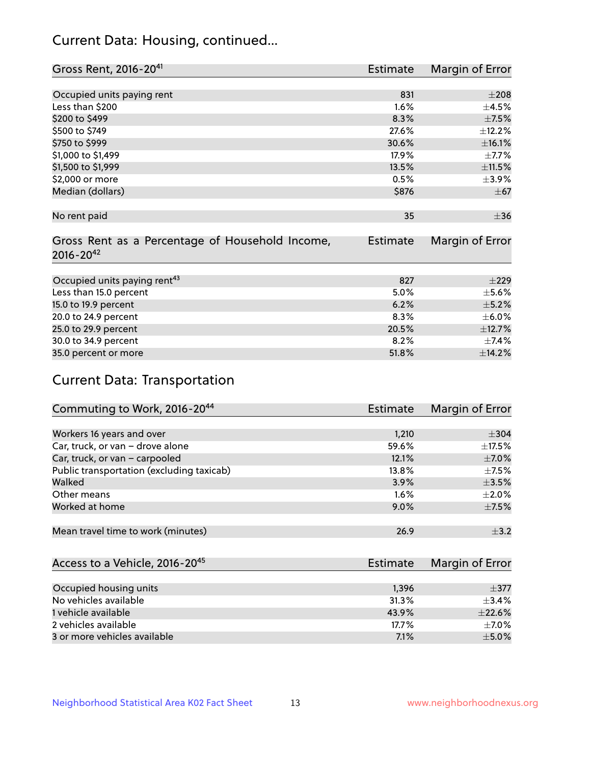## Current Data: Housing, continued...

| Gross Rent, 2016-20[41] | Estimate | Margin of Error |
|---|---|---|
| Occupied units paying rent | 831 | ±208 |
| Less than $200 | 1.6% | ±4.5% |
| $200 to $499 | 8.3% | ±7.5% |
| $500 to $749 | 27.6% | ±12.2% |
| $750 to $999 | 30.6% | ±16.1% |
| $1,000 to $1,499 | 17.9% | ±7.7% |
| $1,500 to $1,999 | 13.5% | ±11.5% |
| $2,000 or more | 0.5% | ±3.9% |
| Median (dollars) | $876 | ±67 |
| No rent paid | 35 | ±36 |

| Gross Rent as a Percentage of Household Income, 2016-20[42] | Estimate | Margin of Error |
|---|---|---|
| Occupied units paying rent[43] | 827 | ±229 |
| Less than 15.0 percent | 5.0% | ±5.6% |
| 15.0 to 19.9 percent | 6.2% | ±5.2% |
| 20.0 to 24.9 percent | 8.3% | ±6.0% |
| 25.0 to 29.9 percent | 20.5% | ±12.7% |
| 30.0 to 34.9 percent | 8.2% | ±7.4% |
| 35.0 percent or more | 51.8% | ±14.2% |

## Current Data: Transportation

| Commuting to Work, 2016-20[44] | Estimate | Margin of Error |
|---|---|---|
| Workers 16 years and over | 1,210 | ±304 |
| Car, truck, or van – drove alone | 59.6% | ±17.5% |
| Car, truck, or van – carpooled | 12.1% | ±7.0% |
| Public transportation (excluding taxicab) | 13.8% | ±7.5% |
| Walked | 3.9% | ±3.5% |
| Other means | 1.6% | ±2.0% |
| Worked at home | 9.0% | ±7.5% |
| Mean travel time to work (minutes) | 26.9 | ±3.2 |

| Access to a Vehicle, 2016-20[45] | Estimate | Margin of Error |
|---|---|---|
| Occupied housing units | 1,396 | ±377 |
| No vehicles available | 31.3% | ±3.4% |
| 1 vehicle available | 43.9% | ±22.6% |
| 2 vehicles available | 17.7% | ±7.0% |
| 3 or more vehicles available | 7.1% | ±5.0% |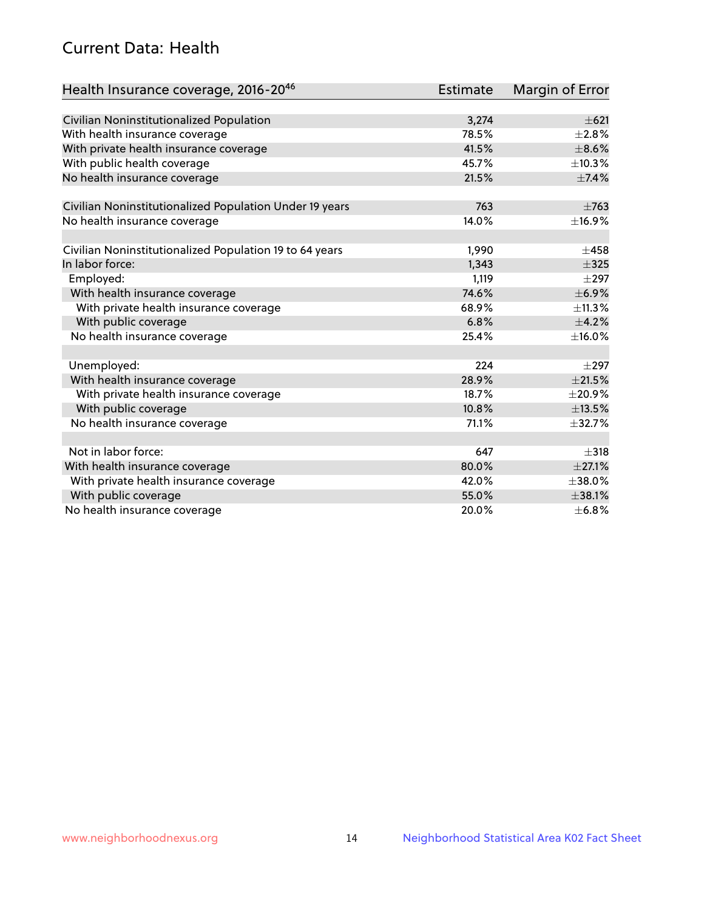## Current Data: Health

| Health Insurance coverage, 2016-20[46] | Estimate | Margin of Error |
|---|---|---|
| Civilian Noninstitutionalized Population | 3,274 | ±621 |
| With health insurance coverage | 78.5% | ±2.8% |
| With private health insurance coverage | 41.5% | ±8.6% |
| With public health coverage | 45.7% | ±10.3% |
| No health insurance coverage | 21.5% | ±7.4% |
| | | |
| Civilian Noninstitutionalized Population Under 19 years | 763 | ±763 |
| No health insurance coverage | 14.0% | ±16.9% |
| | | |
| Civilian Noninstitutionalized Population 19 to 64 years | 1,990 | ±458 |
| In labor force: | 1,343 | ±325 |
| Employed: | 1,119 | ±297 |
| With health insurance coverage | 74.6% | ±6.9% |
| With private health insurance coverage | 68.9% | ±11.3% |
| With public coverage | 6.8% | ±4.2% |
| No health insurance coverage | 25.4% | ±16.0% |
| | | |
| Unemployed: | 224 | ±297 |
| With health insurance coverage | 28.9% | ±21.5% |
| With private health insurance coverage | 18.7% | ±20.9% |
| With public coverage | 10.8% | ±13.5% |
| No health insurance coverage | 71.1% | ±32.7% |
| | | |
| Not in labor force: | 647 | ±318 |
| With health insurance coverage | 80.0% | ±27.1% |
| With private health insurance coverage | 42.0% | ±38.0% |
| With public coverage | 55.0% | ±38.1% |
| No health insurance coverage | 20.0% | ±6.8% |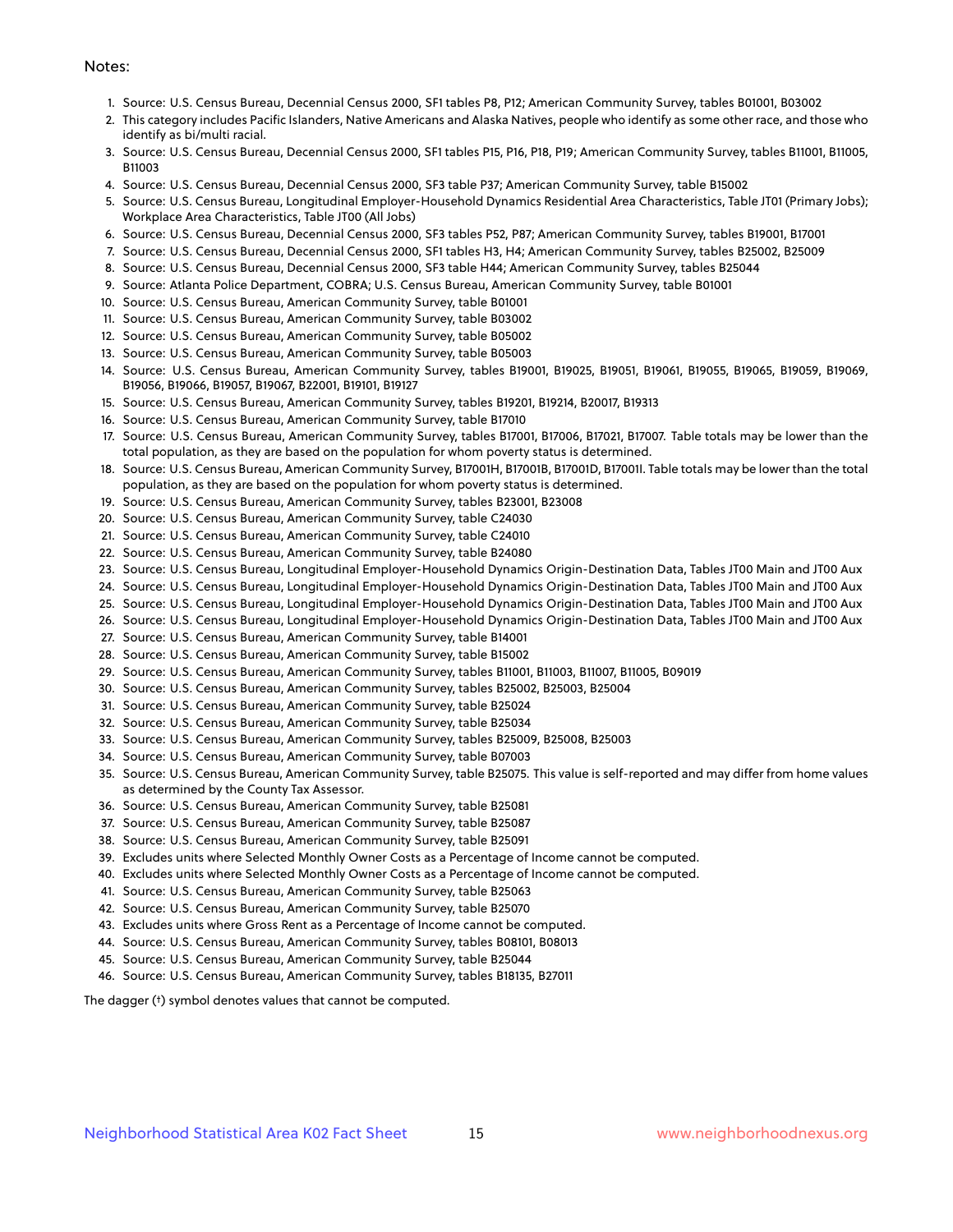Notes:

1. Source: U.S. Census Bureau, Decennial Census 2000, SF1 tables P8, P12; American Community Survey, tables B01001, B03002
2. This category includes Pacific Islanders, Native Americans and Alaska Natives, people who identify as some other race, and those who identify as bi/multi racial.
3. Source: U.S. Census Bureau, Decennial Census 2000, SF1 tables P15, P16, P18, P19; American Community Survey, tables B11001, B11005, B11003
4. Source: U.S. Census Bureau, Decennial Census 2000, SF3 table P37; American Community Survey, table B15002
5. Source: U.S. Census Bureau, Longitudinal Employer-Household Dynamics Residential Area Characteristics, Table JT01 (Primary Jobs); Workplace Area Characteristics, Table JT00 (All Jobs)
6. Source: U.S. Census Bureau, Decennial Census 2000, SF3 tables P52, P87; American Community Survey, tables B19001, B17001
7. Source: U.S. Census Bureau, Decennial Census 2000, SF1 tables H3, H4; American Community Survey, tables B25002, B25009
8. Source: U.S. Census Bureau, Decennial Census 2000, SF3 table H44; American Community Survey, tables B25044
9. Source: Atlanta Police Department, COBRA; U.S. Census Bureau, American Community Survey, table B01001
10. Source: U.S. Census Bureau, American Community Survey, table B01001
11. Source: U.S. Census Bureau, American Community Survey, table B03002
12. Source: U.S. Census Bureau, American Community Survey, table B05002
13. Source: U.S. Census Bureau, American Community Survey, table B05003
14. Source: U.S. Census Bureau, American Community Survey, tables B19001, B19025, B19051, B19061, B19055, B19065, B19059, B19069, B19056, B19066, B19057, B19067, B22001, B19101, B19127
15. Source: U.S. Census Bureau, American Community Survey, tables B19201, B19214, B20017, B19313
16. Source: U.S. Census Bureau, American Community Survey, table B17010
17. Source: U.S. Census Bureau, American Community Survey, tables B17001, B17006, B17021, B17007. Table totals may be lower than the total population, as they are based on the population for whom poverty status is determined.
18. Source: U.S. Census Bureau, American Community Survey, B17001H, B17001B, B17001D, B17001I. Table totals may be lower than the total population, as they are based on the population for whom poverty status is determined.
19. Source: U.S. Census Bureau, American Community Survey, tables B23001, B23008
20. Source: U.S. Census Bureau, American Community Survey, table C24030
21. Source: U.S. Census Bureau, American Community Survey, table C24010
22. Source: U.S. Census Bureau, American Community Survey, table B24080
23. Source: U.S. Census Bureau, Longitudinal Employer-Household Dynamics Origin-Destination Data, Tables JT00 Main and JT00 Aux
24. Source: U.S. Census Bureau, Longitudinal Employer-Household Dynamics Origin-Destination Data, Tables JT00 Main and JT00 Aux
25. Source: U.S. Census Bureau, Longitudinal Employer-Household Dynamics Origin-Destination Data, Tables JT00 Main and JT00 Aux
26. Source: U.S. Census Bureau, Longitudinal Employer-Household Dynamics Origin-Destination Data, Tables JT00 Main and JT00 Aux
27. Source: U.S. Census Bureau, American Community Survey, table B14001
28. Source: U.S. Census Bureau, American Community Survey, table B15002
29. Source: U.S. Census Bureau, American Community Survey, tables B11001, B11003, B11007, B11005, B09019
30. Source: U.S. Census Bureau, American Community Survey, tables B25002, B25003, B25004
31. Source: U.S. Census Bureau, American Community Survey, table B25024
32. Source: U.S. Census Bureau, American Community Survey, table B25034
33. Source: U.S. Census Bureau, American Community Survey, tables B25009, B25008, B25003
34. Source: U.S. Census Bureau, American Community Survey, table B07003
35. Source: U.S. Census Bureau, American Community Survey, table B25075. This value is self-reported and may differ from home values as determined by the County Tax Assessor.
36. Source: U.S. Census Bureau, American Community Survey, table B25081
37. Source: U.S. Census Bureau, American Community Survey, table B25087
38. Source: U.S. Census Bureau, American Community Survey, table B25091
39. Excludes units where Selected Monthly Owner Costs as a Percentage of Income cannot be computed.
40. Excludes units where Selected Monthly Owner Costs as a Percentage of Income cannot be computed.
41. Source: U.S. Census Bureau, American Community Survey, table B25063
42. Source: U.S. Census Bureau, American Community Survey, table B25070
43. Excludes units where Gross Rent as a Percentage of Income cannot be computed.
44. Source: U.S. Census Bureau, American Community Survey, tables B08101, B08013
45. Source: U.S. Census Bureau, American Community Survey, table B25044
46. Source: U.S. Census Bureau, American Community Survey, tables B18135, B27011

The dagger (†) symbol denotes values that cannot be computed.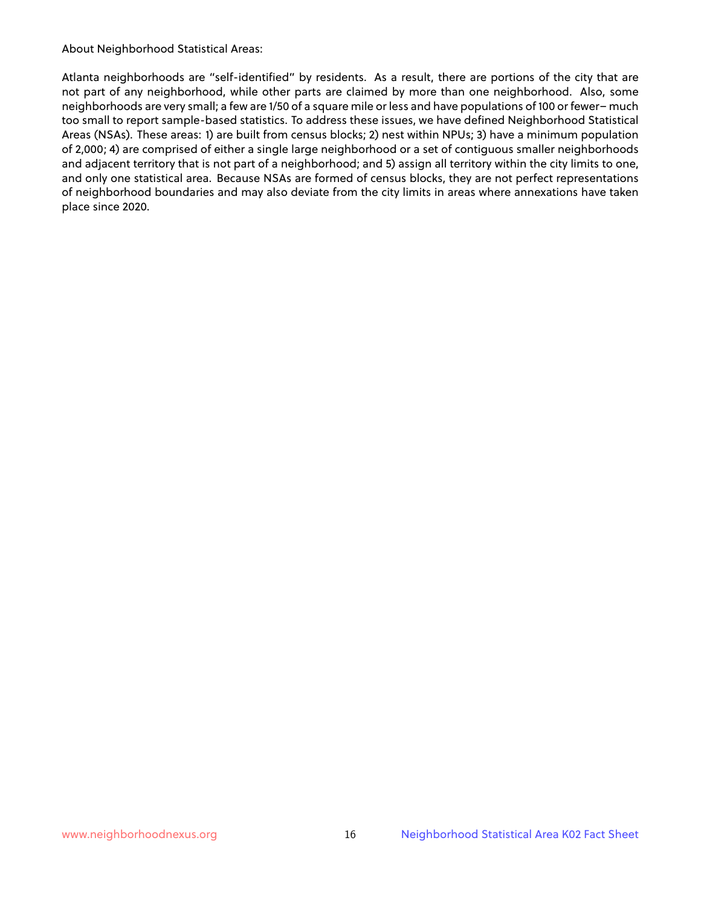About Neighborhood Statistical Areas:

Atlanta neighborhoods are "self-identified" by residents. As a result, there are portions of the city that are not part of any neighborhood, while other parts are claimed by more than one neighborhood. Also, some neighborhoods are very small; a few are 1/50 of a square mile or less and have populations of 100 or fewer– much too small to report sample-based statistics. To address these issues, we have defined Neighborhood Statistical Areas (NSAs). These areas: 1) are built from census blocks; 2) nest within NPUs; 3) have a minimum population of 2,000; 4) are comprised of either a single large neighborhood or a set of contiguous smaller neighborhoods and adjacent territory that is not part of a neighborhood; and 5) assign all territory within the city limits to one, and only one statistical area. Because NSAs are formed of census blocks, they are not perfect representations of neighborhood boundaries and may also deviate from the city limits in areas where annexations have taken place since 2020.